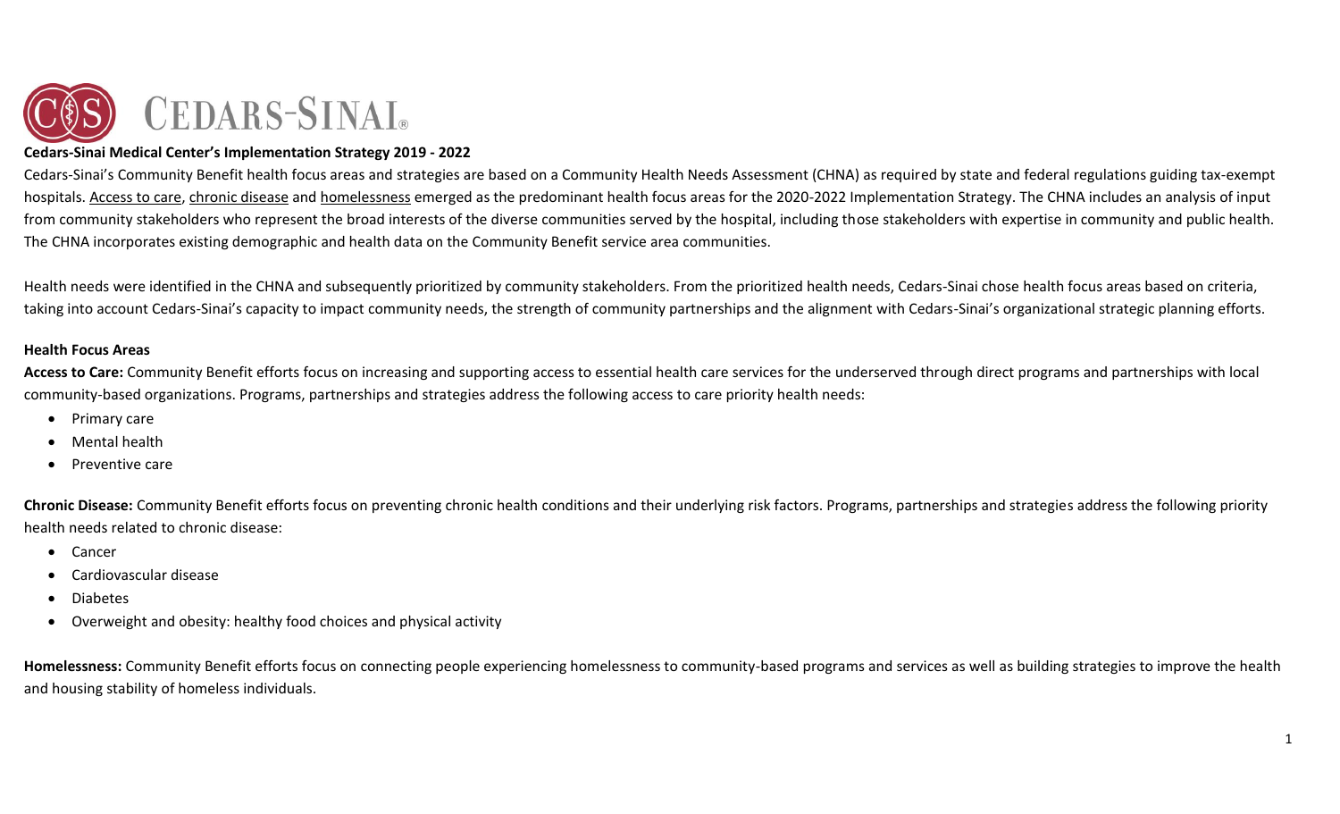# Cedars-Sinai Medical Center's Implementation Strategy 2019 - 2022

Cedars-Sinai's Community Benefit health focus areas and strategies are based on a Community Health Needs Assessment (CHNA) as required by state and federal regulations guiding tax-exempt hospitals. Access to care, chronic disease and homelessness emerged as the predominant health focus areas for the 2020-2022 Implementation Strategy. The CHNA includes an analysis of input from community stakeholders who represent the broad interests of the diverse communities served by the hospital, including those stakeholders with expertise in community and public health. The CHNA incorporates existing demographic and health data on the Community Benefit service area communities.

Health needs were identified in the CHNA and subsequently prioritized by community stakeholders. From the prioritized health needs, Cedars-Sinai chose health focus areas based on criteria, taking into account Cedars-Sinai's capacity to impact community needs, the strength of community partnerships and the alignment with Cedars-Sinai's organizational strategic planning efforts.

## Health Focus Areas

**Access to Care:** Community Benefit efforts focus on increasing and supporting access to essential health care services for the underserved through direct programs and partnerships with local community-based organizations. Programs, partnerships and strategies address the following access to care priority health needs:

- Primary care
- Mental health
- Preventive care

**Chronic Disease:** Community Benefit efforts focus on preventing chronic health conditions and their underlying risk factors. Programs, partnerships and strategies address the following priority health needs related to chronic disease:

- Cancer
- Cardiovascular disease
- Diabetes
- Overweight and obesity: healthy food choices and physical activity

**Homelessness:** Community Benefit efforts focus on connecting people experiencing homelessness to community-based programs and services as well as building strategies to improve the health and housing stability of homeless individuals.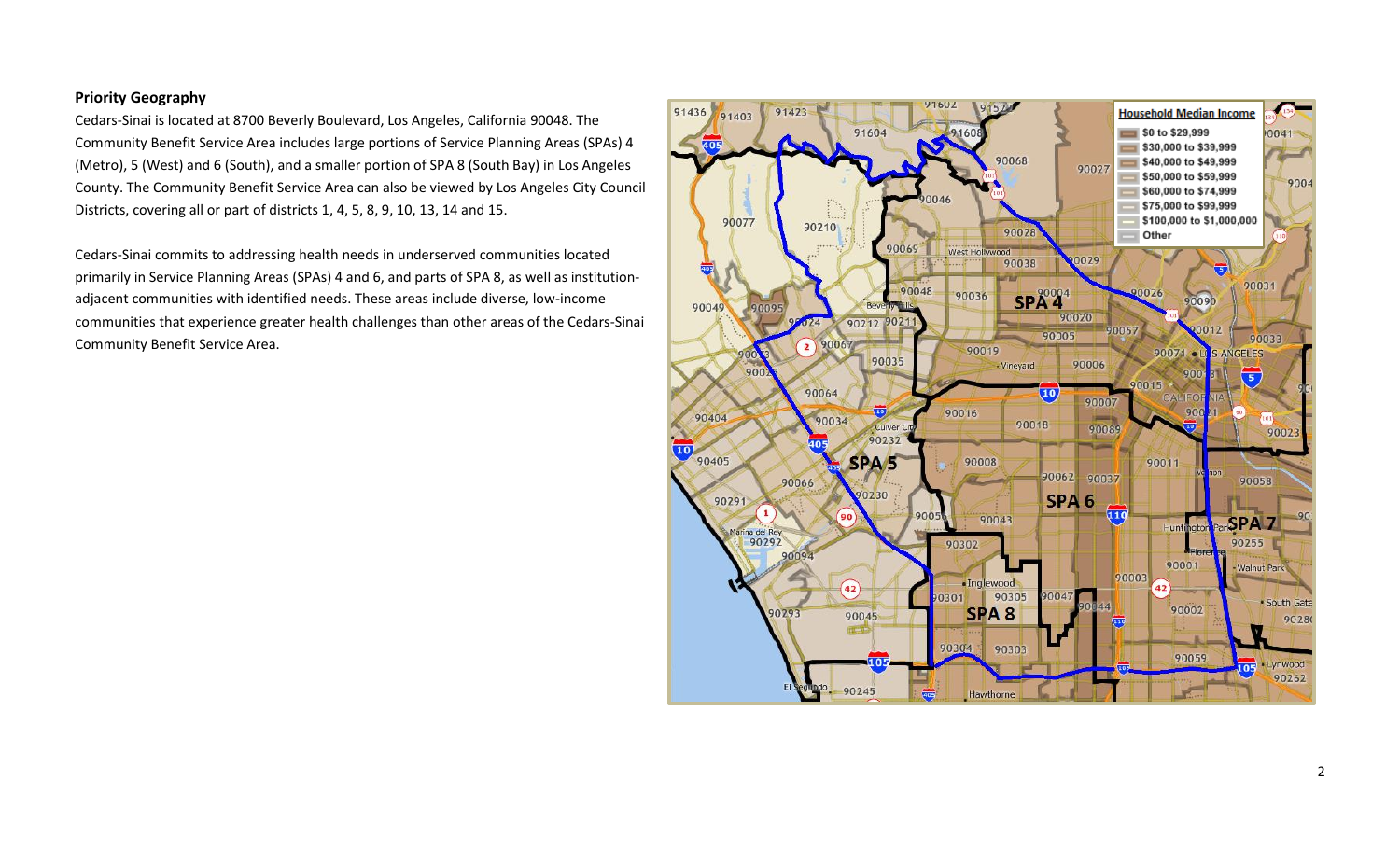### Priority Geography

Cedars-Sinai is located at 8700 Beverly Boulevard, Los Angeles, California 90048. The Community Benefit Service Area includes large portions of Service Planning Areas (SPAs) 4 (Metro), 5 (West) and 6 (South), and a smaller portion of SPA 8 (South Bay) in Los Angeles County. The Community Benefit Service Area can also be viewed by Los Angeles City Council Districts, covering all or part of districts 1, 4, 5, 8, 9, 10, 13, 14 and 15.

Cedars-Sinai commits to addressing health needs in underserved communities located primarily in Service Planning Areas (SPAs) 4 and 6, and parts of SPA 8, as well as institution-adjacent communities with identified needs. These areas include diverse, low-income communities that experience greater health challenges than other areas of the Cedars-Sinai Community Benefit Service Area.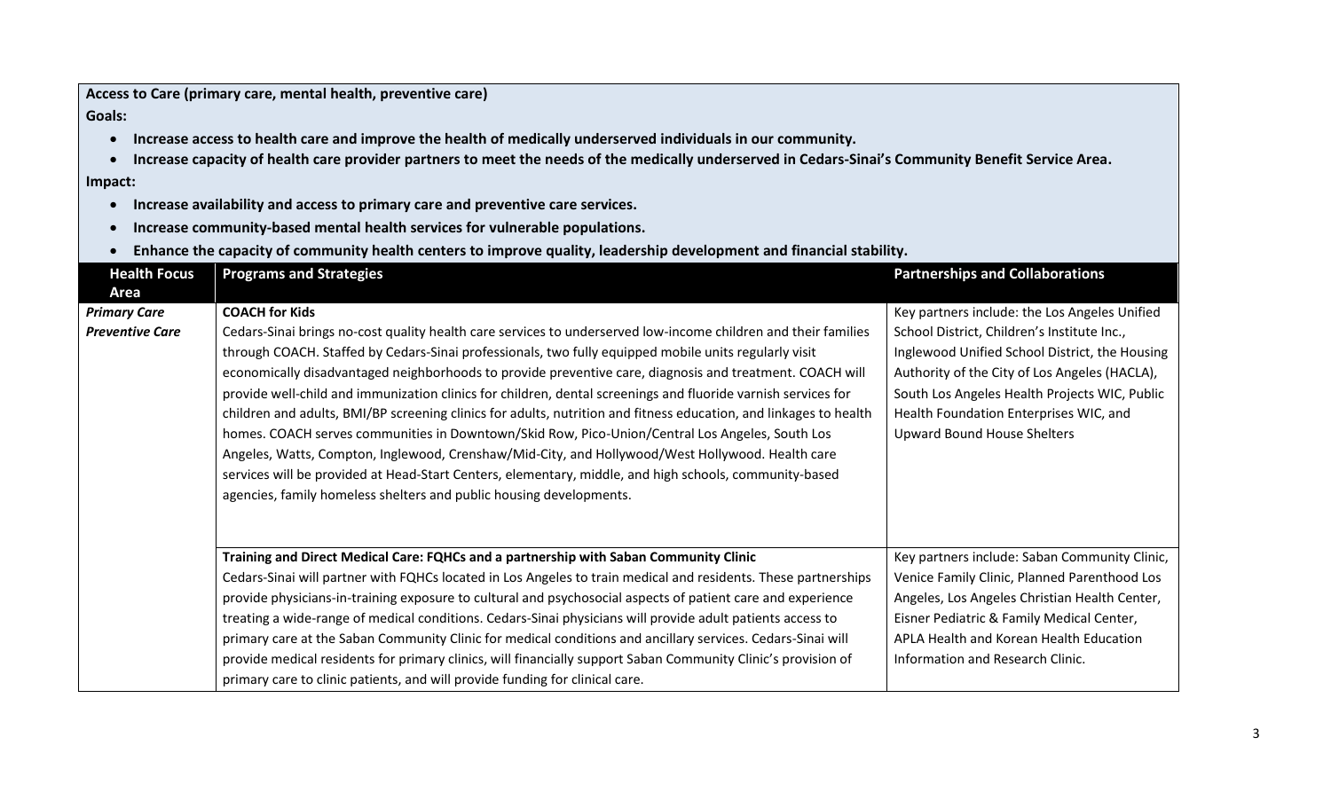**Access to Care (primary care, mental health, preventive care)**

**Goals:**

- **Increase access to health care and improve the health of medically underserved individuals in our community.**
- **Increase capacity of health care provider partners to meet the needs of the medically underserved in Cedars-Sinai's Community Benefit Service Area.**

**Impact:**

- **Increase availability and access to primary care and preventive care services.**
- **Increase community-based mental health services for vulnerable populations.**
- **Enhance the capacity of community health centers to improve quality, leadership development and financial stability.**

| Health Focus Area | Programs and Strategies | Partnerships and Collaborations |
|---|---|---|
| ***Primary Care*** <br> ***Preventive Care*** | **COACH for Kids** <br> Cedars-Sinai brings no-cost quality health care services to underserved low-income children and their families through COACH. Staffed by Cedars-Sinai professionals, two fully equipped mobile units regularly visit economically disadvantaged neighborhoods to provide preventive care, diagnosis and treatment. COACH will provide well-child and immunization clinics for children, dental screenings and fluoride varnish services for children and adults, BMI/BP screening clinics for adults, nutrition and fitness education, and linkages to health homes. COACH serves communities in Downtown/Skid Row, Pico-Union/Central Los Angeles, South Los Angeles, Watts, Compton, Inglewood, Crenshaw/Mid-City, and Hollywood/West Hollywood. Health care services will be provided at Head-Start Centers, elementary, middle, and high schools, community-based agencies, family homeless shelters and public housing developments. | Key partners include: the Los Angeles Unified School District, Children's Institute Inc., Inglewood Unified School District, the Housing Authority of the City of Los Angeles (HACLA), South Los Angeles Health Projects WIC, Public Health Foundation Enterprises WIC, and Upward Bound House Shelters |
| | **Training and Direct Medical Care: FQHCs and a partnership with Saban Community Clinic** <br> Cedars-Sinai will partner with FQHCs located in Los Angeles to train medical and residents. These partnerships provide physicians-in-training exposure to cultural and psychosocial aspects of patient care and experience treating a wide-range of medical conditions. Cedars-Sinai physicians will provide adult patients access to primary care at the Saban Community Clinic for medical conditions and ancillary services. Cedars-Sinai will provide medical residents for primary clinics, will financially support Saban Community Clinic's provision of primary care to clinic patients, and will provide funding for clinical care. | Key partners include: Saban Community Clinic, Venice Family Clinic, Planned Parenthood Los Angeles, Los Angeles Christian Health Center, Eisner Pediatric & Family Medical Center, APLA Health and Korean Health Education Information and Research Clinic. |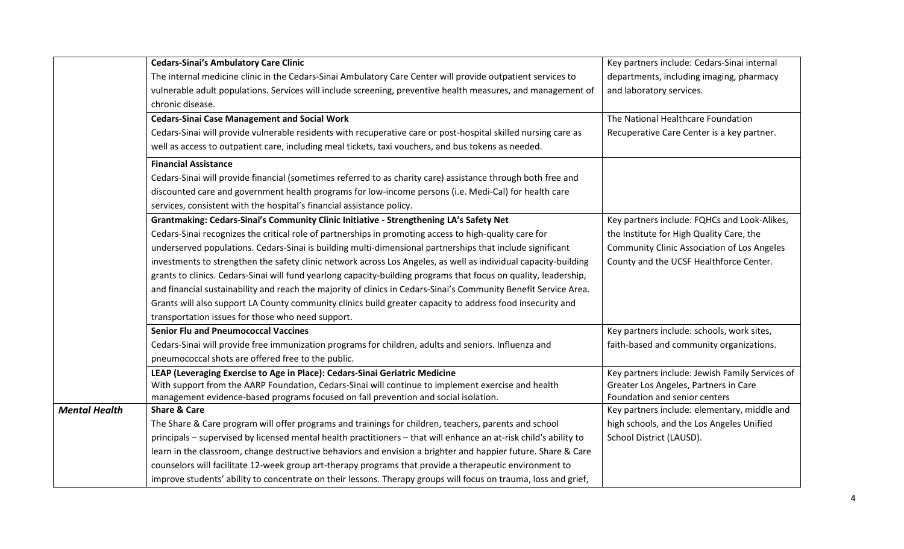| | | |
|---|---|---|
| | **Cedars-Sinai's Ambulatory Care Clinic**<br>The internal medicine clinic in the Cedars-Sinai Ambulatory Care Center will provide outpatient services to vulnerable adult populations. Services will include screening, preventive health measures, and management of chronic disease. | Key partners include: Cedars-Sinai internal departments, including imaging, pharmacy and laboratory services. |
| | **Cedars-Sinai Case Management and Social Work**<br>Cedars-Sinai will provide vulnerable residents with recuperative care or post-hospital skilled nursing care as well as access to outpatient care, including meal tickets, taxi vouchers, and bus tokens as needed. | The National Healthcare Foundation Recuperative Care Center is a key partner. |
| | **Financial Assistance**<br>Cedars-Sinai will provide financial (sometimes referred to as charity care) assistance through both free and discounted care and government health programs for low-income persons (i.e. Medi-Cal) for health care services, consistent with the hospital's financial assistance policy. | |
| | **Grantmaking: Cedars-Sinai's Community Clinic Initiative - Strengthening LA's Safety Net**<br>Cedars-Sinai recognizes the critical role of partnerships in promoting access to high-quality care for underserved populations. Cedars-Sinai is building multi-dimensional partnerships that include significant investments to strengthen the safety clinic network across Los Angeles, as well as individual capacity-building grants to clinics. Cedars-Sinai will fund yearlong capacity-building programs that focus on quality, leadership, and financial sustainability and reach the majority of clinics in Cedars-Sinai's Community Benefit Service Area. Grants will also support LA County community clinics build greater capacity to address food insecurity and transportation issues for those who need support. | Key partners include: FQHCs and Look-Alikes, the Institute for High Quality Care, the Community Clinic Association of Los Angeles County and the UCSF Healthforce Center. |
| | **Senior Flu and Pneumococcal Vaccines**<br>Cedars-Sinai will provide free immunization programs for children, adults and seniors. Influenza and pneumococcal shots are offered free to the public. | Key partners include: schools, work sites, faith-based and community organizations. |
| | **LEAP (Leveraging Exercise to Age in Place): Cedars-Sinai Geriatric Medicine**<br>With support from the AARP Foundation, Cedars-Sinai will continue to implement exercise and health management evidence-based programs focused on fall prevention and social isolation. | Key partners include: Jewish Family Services of Greater Los Angeles, Partners in Care Foundation and senior centers |
| ***Mental Health*** | **Share & Care**<br>The Share & Care program will offer programs and trainings for children, teachers, parents and school principals – supervised by licensed mental health practitioners – that will enhance an at-risk child's ability to learn in the classroom, change destructive behaviors and envision a brighter and happier future. Share & Care counselors will facilitate 12-week group art-therapy programs that provide a therapeutic environment to improve students' ability to concentrate on their lessons. Therapy groups will focus on trauma, loss and grief, | Key partners include: elementary, middle and high schools, and the Los Angeles Unified School District (LAUSD). |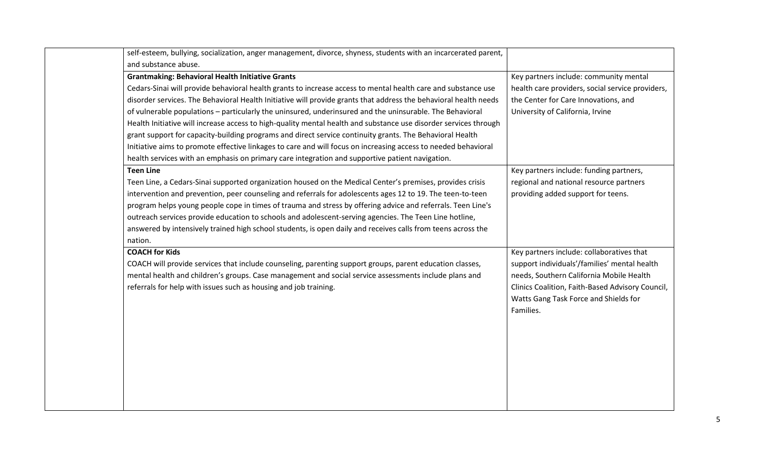| | | |
|---|---|---|
| | self-esteem, bullying, socialization, anger management, divorce, shyness, students with an incarcerated parent, and substance abuse. | |
| | **Grantmaking: Behavioral Health Initiative Grants**<br>Cedars-Sinai will provide behavioral health grants to increase access to mental health care and substance use disorder services. The Behavioral Health Initiative will provide grants that address the behavioral health needs of vulnerable populations – particularly the uninsured, underinsured and the uninsurable. The Behavioral Health Initiative will increase access to high-quality mental health and substance use disorder services through grant support for capacity-building programs and direct service continuity grants. The Behavioral Health Initiative aims to promote effective linkages to care and will focus on increasing access to needed behavioral health services with an emphasis on primary care integration and supportive patient navigation. | Key partners include: community mental health care providers, social service providers, the Center for Care Innovations, and University of California, Irvine |
| | **Teen Line**<br>Teen Line, a Cedars-Sinai supported organization housed on the Medical Center's premises, provides crisis intervention and prevention, peer counseling and referrals for adolescents ages 12 to 19. The teen-to-teen program helps young people cope in times of trauma and stress by offering advice and referrals. Teen Line's outreach services provide education to schools and adolescent-serving agencies. The Teen Line hotline, answered by intensively trained high school students, is open daily and receives calls from teens across the nation. | Key partners include: funding partners, regional and national resource partners providing added support for teens. |
| | **COACH for Kids**<br>COACH will provide services that include counseling, parenting support groups, parent education classes, mental health and children's groups. Case management and social service assessments include plans and referrals for help with issues such as housing and job training. | Key partners include: collaboratives that support individuals'/families' mental health needs, Southern California Mobile Health Clinics Coalition, Faith-Based Advisory Council, Watts Gang Task Force and Shields for Families. |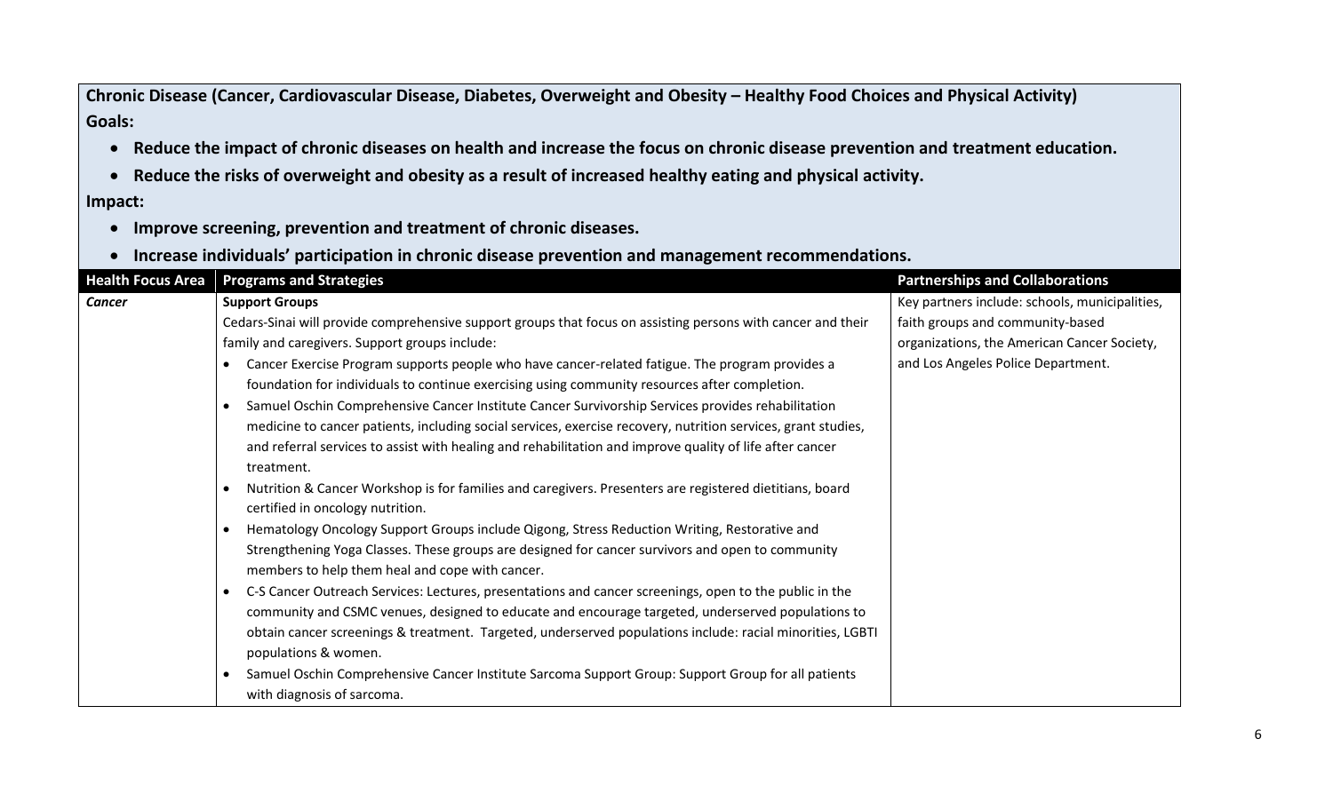**Chronic Disease (Cancer, Cardiovascular Disease, Diabetes, Overweight and Obesity – Healthy Food Choices and Physical Activity)**

**Goals:**

- **Reduce the impact of chronic diseases on health and increase the focus on chronic disease prevention and treatment education.**
- **Reduce the risks of overweight and obesity as a result of increased healthy eating and physical activity.**

**Impact:**

- **Improve screening, prevention and treatment of chronic diseases.**
- **Increase individuals' participation in chronic disease prevention and management recommendations.**

| Health Focus Area | Programs and Strategies | Partnerships and Collaborations |
|---|---|---|
| ***Cancer*** | **Support Groups**<br>Cedars-Sinai will provide comprehensive support groups that focus on assisting persons with cancer and their family and caregivers. Support groups include:<br>• Cancer Exercise Program supports people who have cancer-related fatigue. The program provides a foundation for individuals to continue exercising using community resources after completion.<br>• Samuel Oschin Comprehensive Cancer Institute Cancer Survivorship Services provides rehabilitation medicine to cancer patients, including social services, exercise recovery, nutrition services, grant studies, and referral services to assist with healing and rehabilitation and improve quality of life after cancer treatment.<br>• Nutrition & Cancer Workshop is for families and caregivers. Presenters are registered dietitians, board certified in oncology nutrition.<br>• Hematology Oncology Support Groups include Qigong, Stress Reduction Writing, Restorative and Strengthening Yoga Classes. These groups are designed for cancer survivors and open to community members to help them heal and cope with cancer.<br>• C-S Cancer Outreach Services: Lectures, presentations and cancer screenings, open to the public in the community and CSMC venues, designed to educate and encourage targeted, underserved populations to obtain cancer screenings & treatment. Targeted, underserved populations include: racial minorities, LGBTI populations & women.<br>• Samuel Oschin Comprehensive Cancer Institute Sarcoma Support Group: Support Group for all patients with diagnosis of sarcoma. | Key partners include: schools, municipalities, faith groups and community-based organizations, the American Cancer Society, and Los Angeles Police Department. |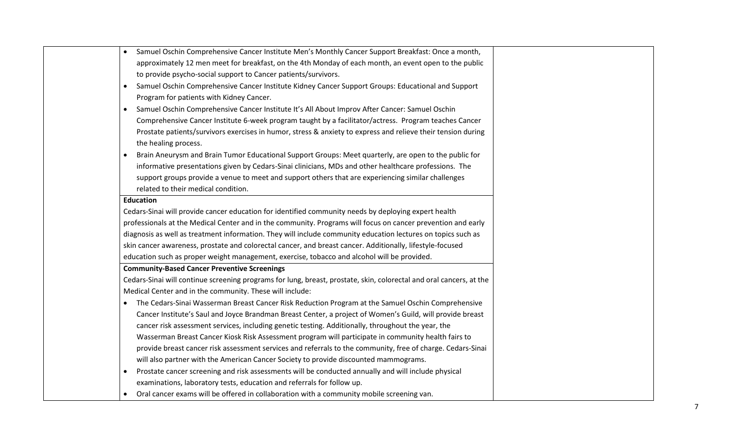| | | |
|---|---|---|
| | • Samuel Oschin Comprehensive Cancer Institute Men's Monthly Cancer Support Breakfast: Once a month, approximately 12 men meet for breakfast, on the 4th Monday of each month, an event open to the public to provide psycho-social support to Cancer patients/survivors.<br>• Samuel Oschin Comprehensive Cancer Institute Kidney Cancer Support Groups: Educational and Support Program for patients with Kidney Cancer.<br>• Samuel Oschin Comprehensive Cancer Institute It's All About Improv After Cancer: Samuel Oschin Comprehensive Cancer Institute 6-week program taught by a facilitator/actress. Program teaches Cancer Prostate patients/survivors exercises in humor, stress & anxiety to express and relieve their tension during the healing process.<br>• Brain Aneurysm and Brain Tumor Educational Support Groups: Meet quarterly, are open to the public for informative presentations given by Cedars-Sinai clinicians, MDs and other healthcare professions. The support groups provide a venue to meet and support others that are experiencing similar challenges related to their medical condition. | |
| | **Education**<br>Cedars-Sinai will provide cancer education for identified community needs by deploying expert health professionals at the Medical Center and in the community. Programs will focus on cancer prevention and early diagnosis as well as treatment information. They will include community education lectures on topics such as skin cancer awareness, prostate and colorectal cancer, and breast cancer. Additionally, lifestyle-focused education such as proper weight management, exercise, tobacco and alcohol will be provided. | |
| | **Community-Based Cancer Preventive Screenings**<br>Cedars-Sinai will continue screening programs for lung, breast, prostate, skin, colorectal and oral cancers, at the Medical Center and in the community. These will include:<br>• The Cedars-Sinai Wasserman Breast Cancer Risk Reduction Program at the Samuel Oschin Comprehensive Cancer Institute's Saul and Joyce Brandman Breast Center, a project of Women's Guild, will provide breast cancer risk assessment services, including genetic testing. Additionally, throughout the year, the Wasserman Breast Cancer Kiosk Risk Assessment program will participate in community health fairs to provide breast cancer risk assessment services and referrals to the community, free of charge. Cedars-Sinai will also partner with the American Cancer Society to provide discounted mammograms.<br>• Prostate cancer screening and risk assessments will be conducted annually and will include physical examinations, laboratory tests, education and referrals for follow up.<br>• Oral cancer exams will be offered in collaboration with a community mobile screening van. | |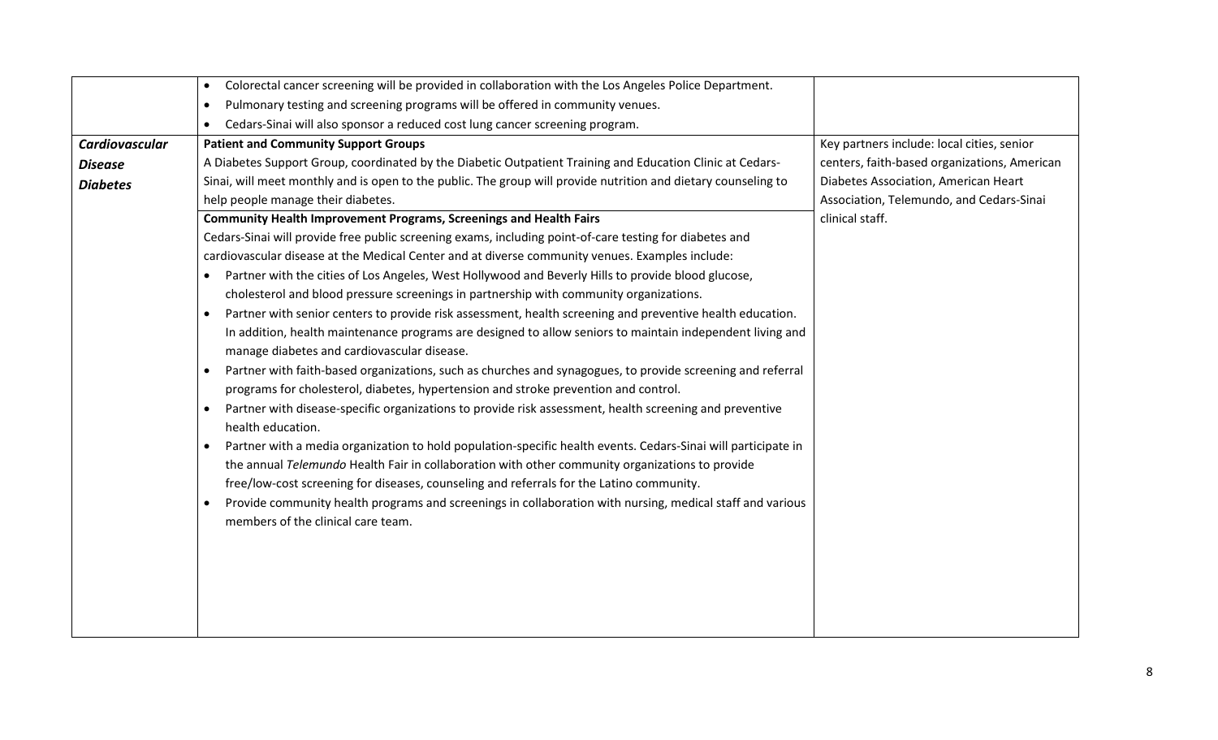| | | |
|---|---|---|
| | • Colorectal cancer screening will be provided in collaboration with the Los Angeles Police Department.<br>• Pulmonary testing and screening programs will be offered in community venues.<br>• Cedars-Sinai will also sponsor a reduced cost lung cancer screening program. | |
| ***Cardiovascular Disease Diabetes*** | **Patient and Community Support Groups**<br>A Diabetes Support Group, coordinated by the Diabetic Outpatient Training and Education Clinic at Cedars-Sinai, will meet monthly and is open to the public. The group will provide nutrition and dietary counseling to help people manage their diabetes.<br>**Community Health Improvement Programs, Screenings and Health Fairs**<br>Cedars-Sinai will provide free public screening exams, including point-of-care testing for diabetes and cardiovascular disease at the Medical Center and at diverse community venues. Examples include:<br>• Partner with the cities of Los Angeles, West Hollywood and Beverly Hills to provide blood glucose, cholesterol and blood pressure screenings in partnership with community organizations.<br>• Partner with senior centers to provide risk assessment, health screening and preventive health education. In addition, health maintenance programs are designed to allow seniors to maintain independent living and manage diabetes and cardiovascular disease.<br>• Partner with faith-based organizations, such as churches and synagogues, to provide screening and referral programs for cholesterol, diabetes, hypertension and stroke prevention and control.<br>• Partner with disease-specific organizations to provide risk assessment, health screening and preventive health education.<br>• Partner with a media organization to hold population-specific health events. Cedars-Sinai will participate in the annual *Telemundo* Health Fair in collaboration with other community organizations to provide free/low-cost screening for diseases, counseling and referrals for the Latino community.<br>• Provide community health programs and screenings in collaboration with nursing, medical staff and various members of the clinical care team. | Key partners include: local cities, senior centers, faith-based organizations, American Diabetes Association, American Heart Association, Telemundo, and Cedars-Sinai clinical staff. |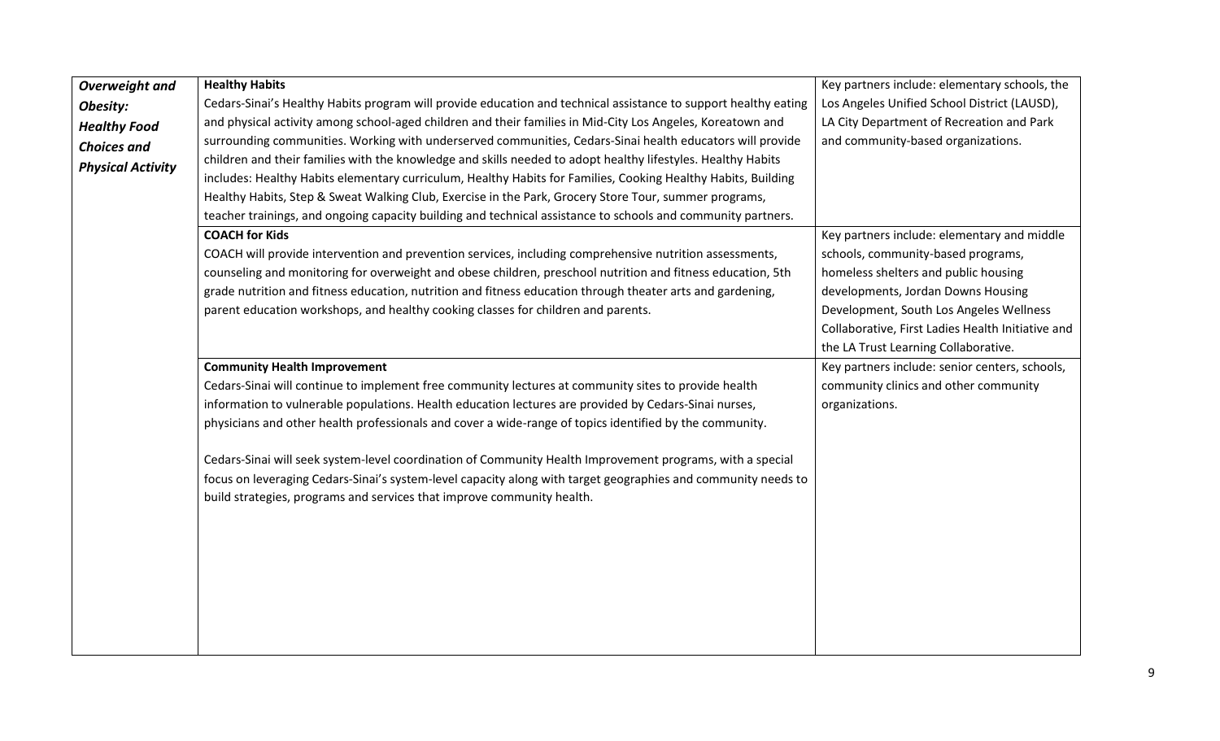| | | |
|---|---|---|
| ***Overweight and Obesity: Healthy Food Choices and Physical Activity*** | **Healthy Habits**<br>Cedars-Sinai's Healthy Habits program will provide education and technical assistance to support healthy eating and physical activity among school-aged children and their families in Mid-City Los Angeles, Koreatown and surrounding communities. Working with underserved communities, Cedars-Sinai health educators will provide children and their families with the knowledge and skills needed to adopt healthy lifestyles. Healthy Habits includes: Healthy Habits elementary curriculum, Healthy Habits for Families, Cooking Healthy Habits, Building Healthy Habits, Step & Sweat Walking Club, Exercise in the Park, Grocery Store Tour, summer programs, teacher trainings, and ongoing capacity building and technical assistance to schools and community partners. | Key partners include: elementary schools, the Los Angeles Unified School District (LAUSD), LA City Department of Recreation and Park and community-based organizations. |
| | **COACH for Kids**<br>COACH will provide intervention and prevention services, including comprehensive nutrition assessments, counseling and monitoring for overweight and obese children, preschool nutrition and fitness education, 5th grade nutrition and fitness education, nutrition and fitness education through theater arts and gardening, parent education workshops, and healthy cooking classes for children and parents. | Key partners include: elementary and middle schools, community-based programs, homeless shelters and public housing developments, Jordan Downs Housing Development, South Los Angeles Wellness Collaborative, First Ladies Health Initiative and the LA Trust Learning Collaborative. |
| | **Community Health Improvement**<br>Cedars-Sinai will continue to implement free community lectures at community sites to provide health information to vulnerable populations. Health education lectures are provided by Cedars-Sinai nurses, physicians and other health professionals and cover a wide-range of topics identified by the community.<br><br>Cedars-Sinai will seek system-level coordination of Community Health Improvement programs, with a special focus on leveraging Cedars-Sinai's system-level capacity along with target geographies and community needs to build strategies, programs and services that improve community health. | Key partners include: senior centers, schools, community clinics and other community organizations. |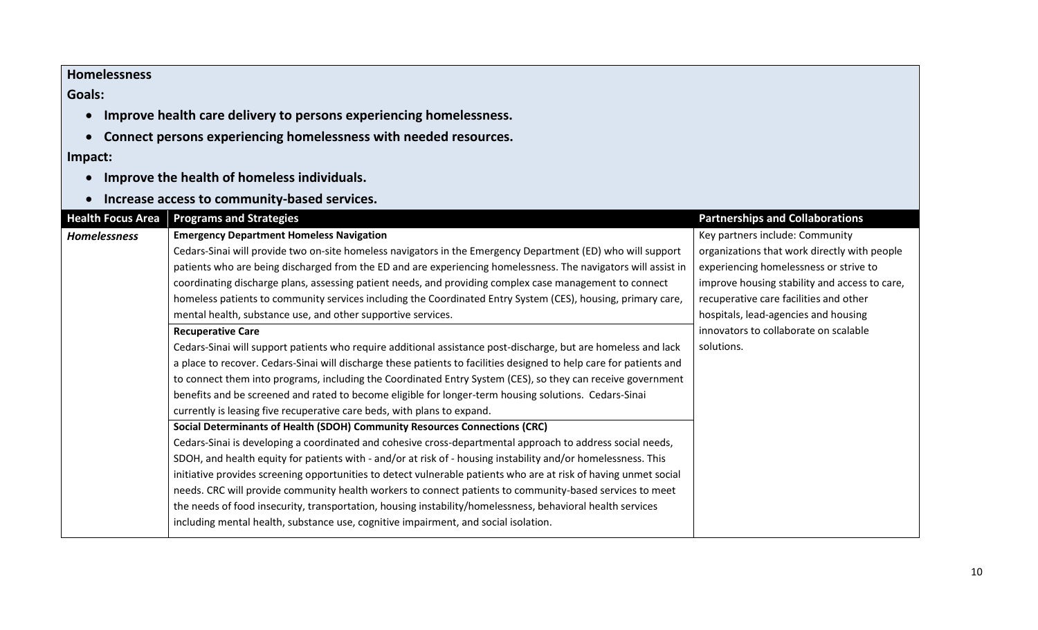**Homelessness**

**Goals:**

- **Improve health care delivery to persons experiencing homelessness.**
- **Connect persons experiencing homelessness with needed resources.**

**Impact:**

- **Improve the health of homeless individuals.**
- **Increase access to community-based services.**

| Health Focus Area | Programs and Strategies | Partnerships and Collaborations |
|---|---|---|
| *Homelessness* | **Emergency Department Homeless Navigation**<br>Cedars-Sinai will provide two on-site homeless navigators in the Emergency Department (ED) who will support patients who are being discharged from the ED and are experiencing homelessness. The navigators will assist in coordinating discharge plans, assessing patient needs, and providing complex case management to connect homeless patients to community services including the Coordinated Entry System (CES), housing, primary care, mental health, substance use, and other supportive services. | Key partners include: Community organizations that work directly with people experiencing homelessness or strive to improve housing stability and access to care, recuperative care facilities and other hospitals, lead-agencies and housing innovators to collaborate on scalable solutions. |
| | **Recuperative Care**<br>Cedars-Sinai will support patients who require additional assistance post-discharge, but are homeless and lack a place to recover. Cedars-Sinai will discharge these patients to facilities designed to help care for patients and to connect them into programs, including the Coordinated Entry System (CES), so they can receive government benefits and be screened and rated to become eligible for longer-term housing solutions. Cedars-Sinai currently is leasing five recuperative care beds, with plans to expand. | |
| | **Social Determinants of Health (SDOH) Community Resources Connections (CRC)**<br>Cedars-Sinai is developing a coordinated and cohesive cross-departmental approach to address social needs, SDOH, and health equity for patients with - and/or at risk of - housing instability and/or homelessness. This initiative provides screening opportunities to detect vulnerable patients who are at risk of having unmet social needs. CRC will provide community health workers to connect patients to community-based services to meet the needs of food insecurity, transportation, housing instability/homelessness, behavioral health services including mental health, substance use, cognitive impairment, and social isolation. | |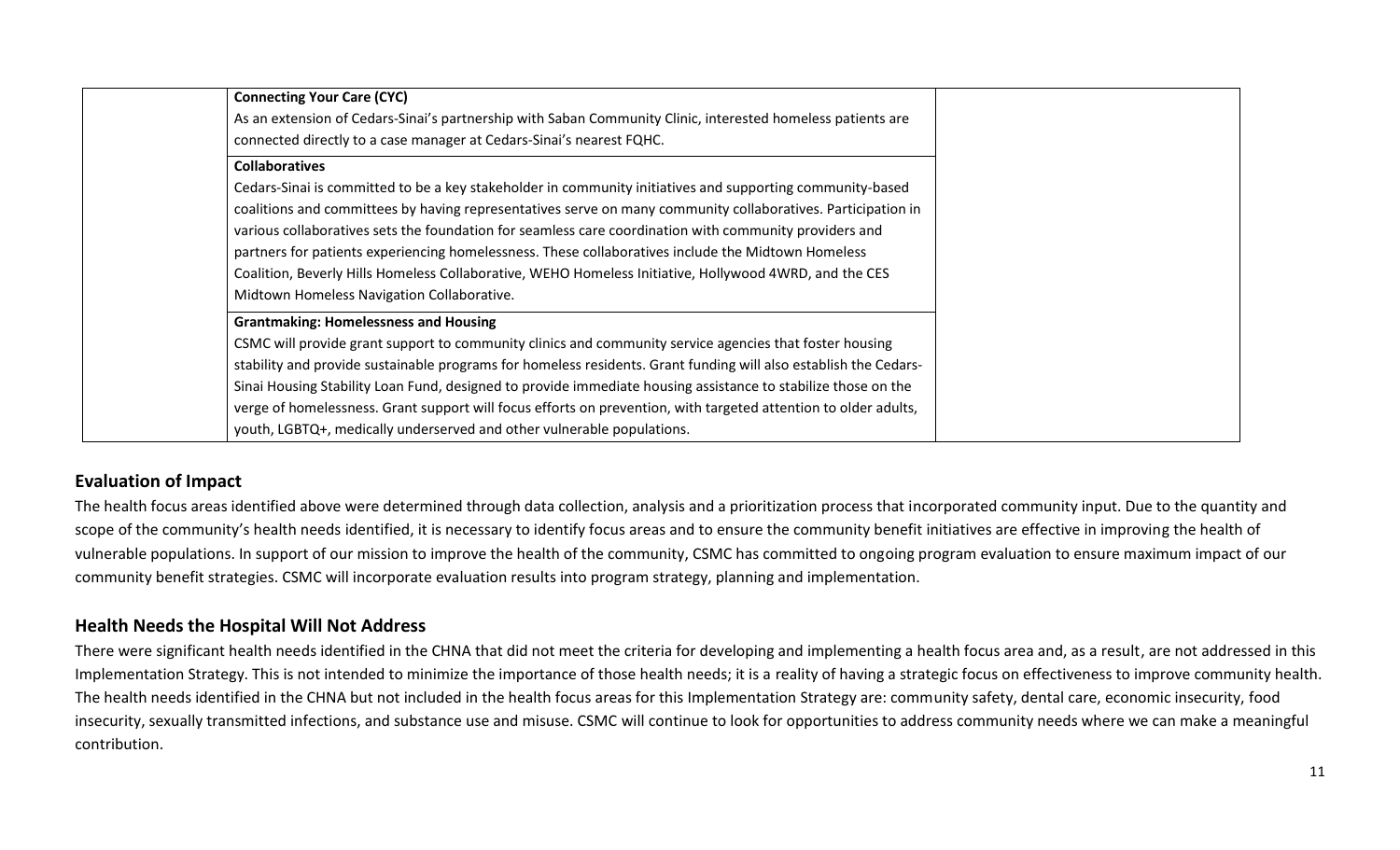| | | |
|---|---|---|
| | **Connecting Your Care (CYC)**<br>As an extension of Cedars-Sinai's partnership with Saban Community Clinic, interested homeless patients are connected directly to a case manager at Cedars-Sinai's nearest FQHC. | |
| | **Collaboratives**<br>Cedars-Sinai is committed to be a key stakeholder in community initiatives and supporting community-based coalitions and committees by having representatives serve on many community collaboratives. Participation in various collaboratives sets the foundation for seamless care coordination with community providers and partners for patients experiencing homelessness. These collaboratives include the Midtown Homeless Coalition, Beverly Hills Homeless Collaborative, WEHO Homeless Initiative, Hollywood 4WRD, and the CES Midtown Homeless Navigation Collaborative. | |
| | **Grantmaking: Homelessness and Housing**<br>CSMC will provide grant support to community clinics and community service agencies that foster housing stability and provide sustainable programs for homeless residents. Grant funding will also establish the Cedars-Sinai Housing Stability Loan Fund, designed to provide immediate housing assistance to stabilize those on the verge of homelessness. Grant support will focus efforts on prevention, with targeted attention to older adults, youth, LGBTQ+, medically underserved and other vulnerable populations. | |

## Evaluation of Impact

The health focus areas identified above were determined through data collection, analysis and a prioritization process that incorporated community input. Due to the quantity and scope of the community's health needs identified, it is necessary to identify focus areas and to ensure the community benefit initiatives are effective in improving the health of vulnerable populations. In support of our mission to improve the health of the community, CSMC has committed to ongoing program evaluation to ensure maximum impact of our community benefit strategies. CSMC will incorporate evaluation results into program strategy, planning and implementation.

## Health Needs the Hospital Will Not Address

There were significant health needs identified in the CHNA that did not meet the criteria for developing and implementing a health focus area and, as a result, are not addressed in this Implementation Strategy. This is not intended to minimize the importance of those health needs; it is a reality of having a strategic focus on effectiveness to improve community health. The health needs identified in the CHNA but not included in the health focus areas for this Implementation Strategy are: community safety, dental care, economic insecurity, food insecurity, sexually transmitted infections, and substance use and misuse. CSMC will continue to look for opportunities to address community needs where we can make a meaningful contribution.